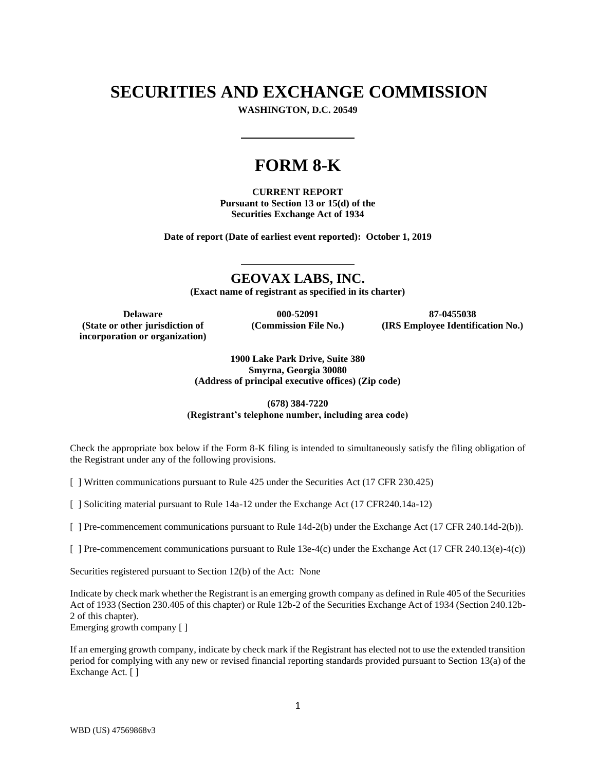# SECURITIES AND EXCHANGE COMMISSION

**WASHINGTON, D.C. 20549**

---

# FORM 8-K

**CURRENT REPORT**
**Pursuant to Section 13 or 15(d) of the**
**Securities Exchange Act of 1934**

**Date of report (Date of earliest event reported): October 1, 2019**

---

## GEOVAX LABS, INC.

**(Exact name of registrant as specified in its charter)**

| **Delaware** | **000-52091** | **87-0455038** |
|---|---|---|
| **(State or other jurisdiction of incorporation or organization)** | **(Commission File No.)** | **(IRS Employee Identification No.)** |

**1900 Lake Park Drive, Suite 380**
**Smyrna, Georgia 30080**
**(Address of principal executive offices) (Zip code)**

**(678) 384-7220**
**(Registrant's telephone number, including area code)**

Check the appropriate box below if the Form 8-K filing is intended to simultaneously satisfy the filing obligation of the Registrant under any of the following provisions.

[ ] Written communications pursuant to Rule 425 under the Securities Act (17 CFR 230.425)

[ ] Soliciting material pursuant to Rule 14a-12 under the Exchange Act (17 CFR240.14a-12)

[ ] Pre-commencement communications pursuant to Rule 14d-2(b) under the Exchange Act (17 CFR 240.14d-2(b)).

[ ] Pre-commencement communications pursuant to Rule 13e-4(c) under the Exchange Act (17 CFR 240.13(e)-4(c))

Securities registered pursuant to Section 12(b) of the Act: None

Indicate by check mark whether the Registrant is an emerging growth company as defined in Rule 405 of the Securities Act of 1933 (Section 230.405 of this chapter) or Rule 12b-2 of the Securities Exchange Act of 1934 (Section 240.12b-2 of this chapter).
Emerging growth company [ ]

If an emerging growth company, indicate by check mark if the Registrant has elected not to use the extended transition period for complying with any new or revised financial reporting standards provided pursuant to Section 13(a) of the Exchange Act. [ ]

WBD (US) 47569868v3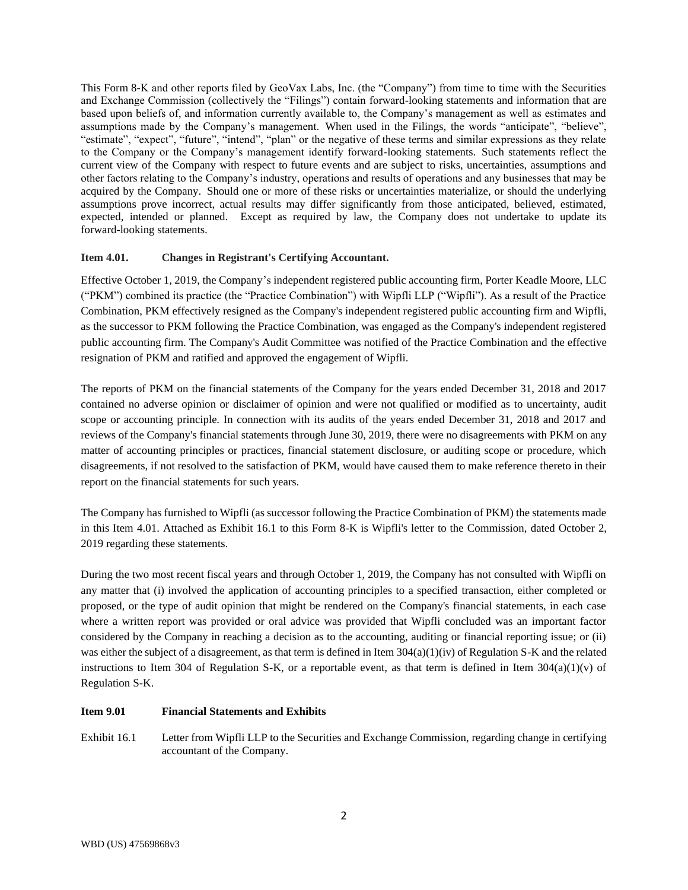This Form 8-K and other reports filed by GeoVax Labs, Inc. (the "Company") from time to time with the Securities and Exchange Commission (collectively the "Filings") contain forward-looking statements and information that are based upon beliefs of, and information currently available to, the Company's management as well as estimates and assumptions made by the Company's management. When used in the Filings, the words "anticipate", "believe", "estimate", "expect", "future", "intend", "plan" or the negative of these terms and similar expressions as they relate to the Company or the Company's management identify forward-looking statements. Such statements reflect the current view of the Company with respect to future events and are subject to risks, uncertainties, assumptions and other factors relating to the Company's industry, operations and results of operations and any businesses that may be acquired by the Company. Should one or more of these risks or uncertainties materialize, or should the underlying assumptions prove incorrect, actual results may differ significantly from those anticipated, believed, estimated, expected, intended or planned. Except as required by law, the Company does not undertake to update its forward-looking statements.

**Item 4.01. Changes in Registrant's Certifying Accountant.**

Effective October 1, 2019, the Company's independent registered public accounting firm, Porter Keadle Moore, LLC ("PKM") combined its practice (the "Practice Combination") with Wipfli LLP ("Wipfli"). As a result of the Practice Combination, PKM effectively resigned as the Company's independent registered public accounting firm and Wipfli, as the successor to PKM following the Practice Combination, was engaged as the Company's independent registered public accounting firm. The Company's Audit Committee was notified of the Practice Combination and the effective resignation of PKM and ratified and approved the engagement of Wipfli.

The reports of PKM on the financial statements of the Company for the years ended December 31, 2018 and 2017 contained no adverse opinion or disclaimer of opinion and were not qualified or modified as to uncertainty, audit scope or accounting principle. In connection with its audits of the years ended December 31, 2018 and 2017 and reviews of the Company's financial statements through June 30, 2019, there were no disagreements with PKM on any matter of accounting principles or practices, financial statement disclosure, or auditing scope or procedure, which disagreements, if not resolved to the satisfaction of PKM, would have caused them to make reference thereto in their report on the financial statements for such years.

The Company has furnished to Wipfli (as successor following the Practice Combination of PKM) the statements made in this Item 4.01. Attached as Exhibit 16.1 to this Form 8-K is Wipfli's letter to the Commission, dated October 2, 2019 regarding these statements.

During the two most recent fiscal years and through October 1, 2019, the Company has not consulted with Wipfli on any matter that (i) involved the application of accounting principles to a specified transaction, either completed or proposed, or the type of audit opinion that might be rendered on the Company's financial statements, in each case where a written report was provided or oral advice was provided that Wipfli concluded was an important factor considered by the Company in reaching a decision as to the accounting, auditing or financial reporting issue; or (ii) was either the subject of a disagreement, as that term is defined in Item 304(a)(1)(iv) of Regulation S-K and the related instructions to Item 304 of Regulation S-K, or a reportable event, as that term is defined in Item 304(a)(1)(v) of Regulation S-K.

**Item 9.01 Financial Statements and Exhibits**

Exhibit 16.1 Letter from Wipfli LLP to the Securities and Exchange Commission, regarding change in certifying accountant of the Company.

WBD (US) 47569868v3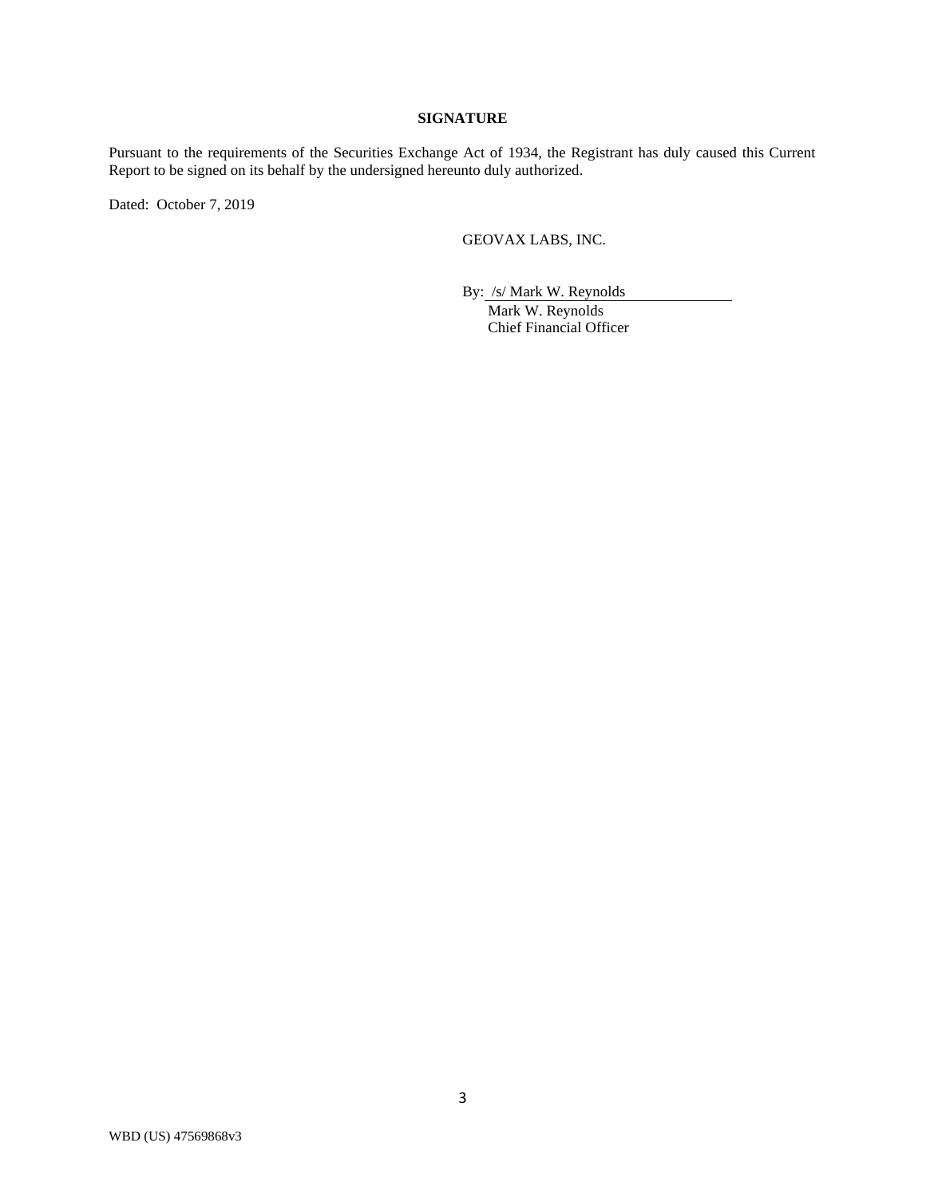**SIGNATURE**

Pursuant to the requirements of the Securities Exchange Act of 1934, the Registrant has duly caused this Current Report to be signed on its behalf by the undersigned hereunto duly authorized.

Dated: October 7, 2019

GEOVAX LABS, INC.

By: /s/ Mark W. Reynolds
Mark W. Reynolds
Chief Financial Officer

WBD (US) 47569868v3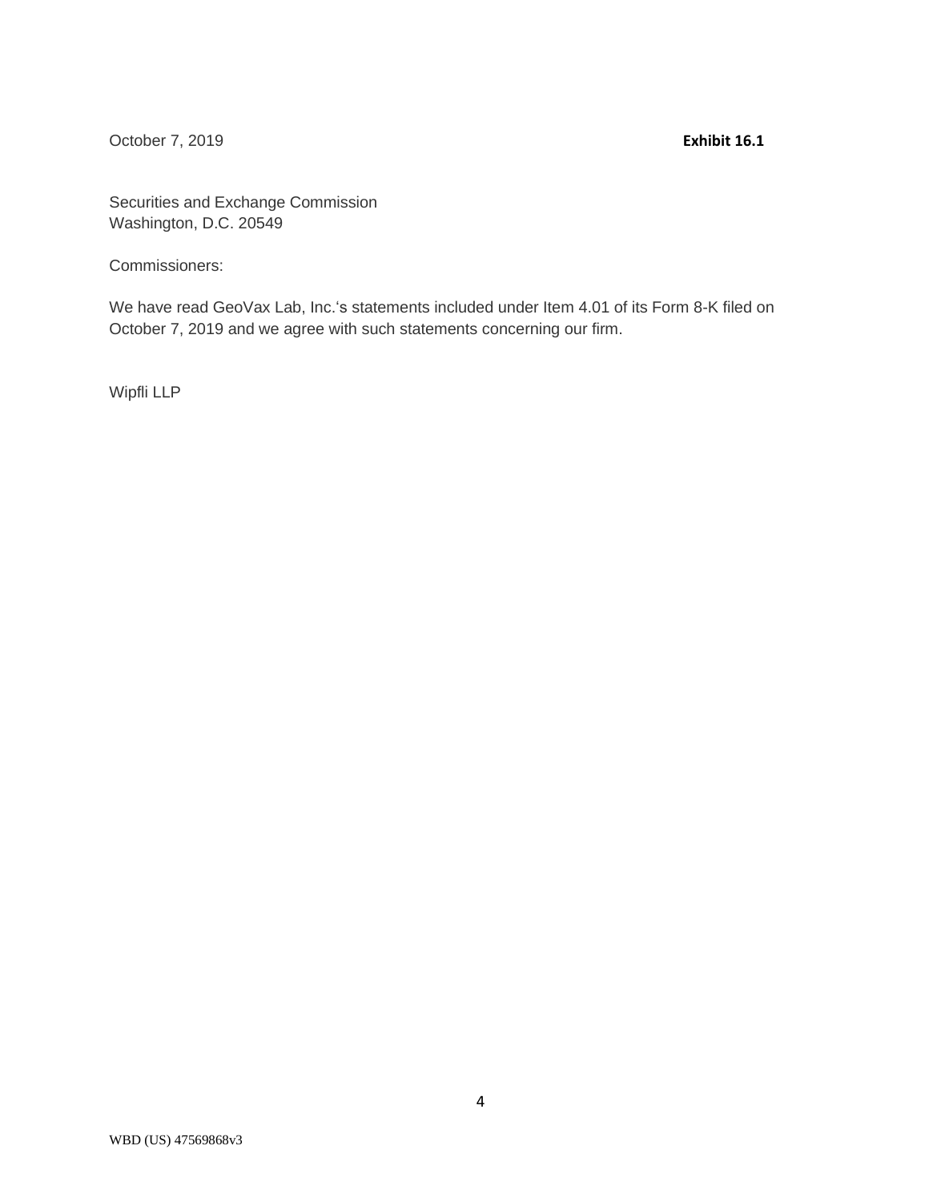October 7, 2019 **Exhibit 16.1**

Securities and Exchange Commission
Washington, D.C. 20549

Commissioners:

We have read GeoVax Lab, Inc.'s statements included under Item 4.01 of its Form 8-K filed on October 7, 2019 and we agree with such statements concerning our firm.

Wipfli LLP

WBD (US) 47569868v3